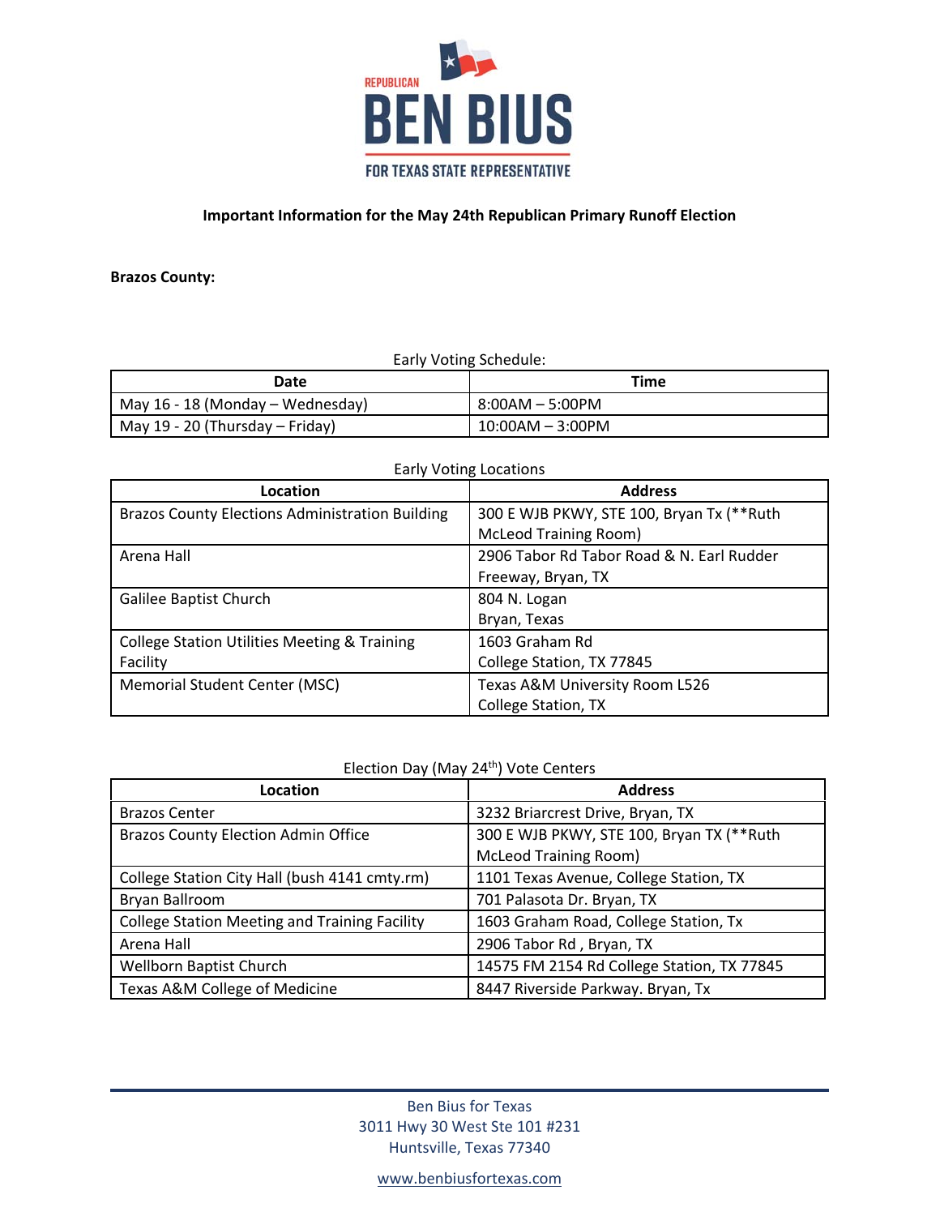REPUBLICAN

# BEN BIUS

FOR TEXAS STATE REPRESENTATIVE

**Important Information for the May 24th Republican Primary Runoff Election**

**Brazos County:**

Early Voting Schedule:

| Date | Time |
|---|---|
| May 16 - 18 (Monday – Wednesday) | 8:00AM – 5:00PM |
| May 19 - 20 (Thursday – Friday) | 10:00AM – 3:00PM |

Early Voting Locations

| Location | Address |
|---|---|
| Brazos County Elections Administration Building | 300 E WJB PKWY, STE 100, Bryan Tx (**Ruth McLeod Training Room) |
| Arena Hall | 2906 Tabor Rd Tabor Road & N. Earl Rudder Freeway, Bryan, TX |
| Galilee Baptist Church | 804 N. Logan Bryan, Texas |
| College Station Utilities Meeting & Training Facility | 1603 Graham Rd College Station, TX 77845 |
| Memorial Student Center (MSC) | Texas A&M University Room L526 College Station, TX |

Election Day (May 24th) Vote Centers

| Location | Address |
|---|---|
| Brazos Center | 3232 Briarcrest Drive, Bryan, TX |
| Brazos County Election Admin Office | 300 E WJB PKWY, STE 100, Bryan TX (**Ruth McLeod Training Room) |
| College Station City Hall (bush 4141 cmty.rm) | 1101 Texas Avenue, College Station, TX |
| Bryan Ballroom | 701 Palasota Dr. Bryan, TX |
| College Station Meeting and Training Facility | 1603 Graham Road, College Station, Tx |
| Arena Hall | 2906 Tabor Rd , Bryan, TX |
| Wellborn Baptist Church | 14575 FM 2154 Rd College Station, TX 77845 |
| Texas A&M College of Medicine | 8447 Riverside Parkway. Bryan, Tx |

Ben Bius for Texas
3011 Hwy 30 West Ste 101 #231
Huntsville, Texas 77340

www.benbiusfortexas.com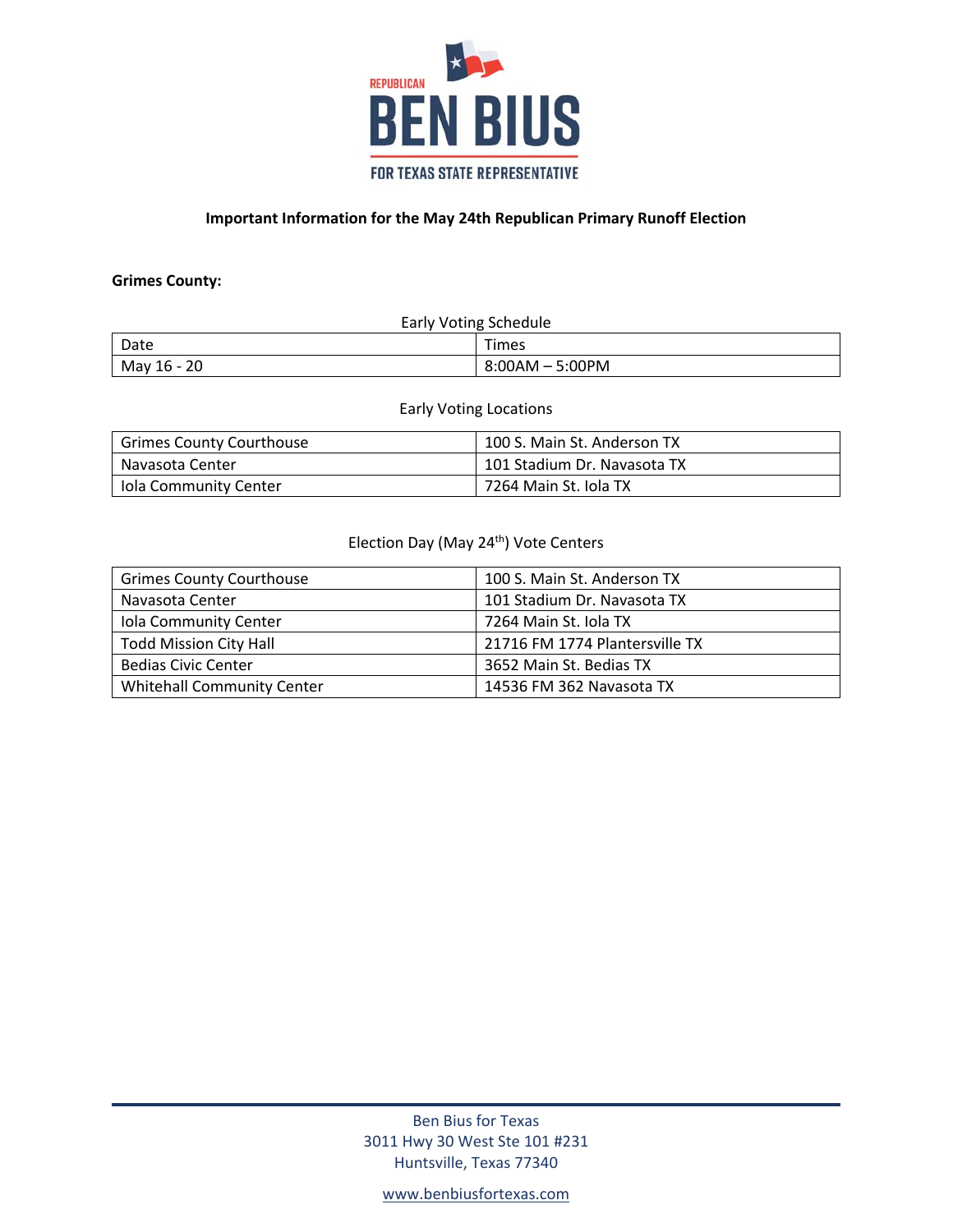REPUBLICAN
# BEN BIUS
FOR TEXAS STATE REPRESENTATIVE

**Important Information for the May 24th Republican Primary Runoff Election**

**Grimes County:**

Early Voting Schedule

| Date | Times |
|---|---|
| May 16 - 20 | 8:00AM – 5:00PM |

Early Voting Locations

| | |
|---|---|
| Grimes County Courthouse | 100 S. Main St. Anderson TX |
| Navasota Center | 101 Stadium Dr. Navasota TX |
| Iola Community Center | 7264 Main St. Iola TX |

Election Day (May 24th) Vote Centers

| | |
|---|---|
| Grimes County Courthouse | 100 S. Main St. Anderson TX |
| Navasota Center | 101 Stadium Dr. Navasota TX |
| Iola Community Center | 7264 Main St. Iola TX |
| Todd Mission City Hall | 21716 FM 1774 Plantersville TX |
| Bedias Civic Center | 3652 Main St. Bedias TX |
| Whitehall Community Center | 14536 FM 362 Navasota TX |

Ben Bius for Texas
3011 Hwy 30 West Ste 101 #231
Huntsville, Texas 77340

www.benbiusfortexas.com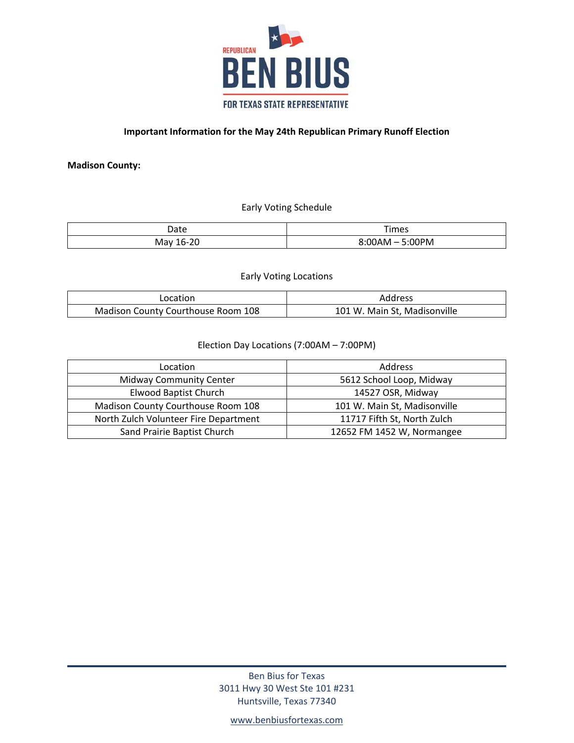REPUBLICAN

# BEN BIUS

FOR TEXAS STATE REPRESENTATIVE

**Important Information for the May 24th Republican Primary Runoff Election**

**Madison County:**

Early Voting Schedule

| Date | Times |
|---|---|
| May 16-20 | 8:00AM – 5:00PM |

Early Voting Locations

| Location | Address |
|---|---|
| Madison County Courthouse Room 108 | 101 W. Main St, Madisonville |

Election Day Locations (7:00AM – 7:00PM)

| Location | Address |
|---|---|
| Midway Community Center | 5612 School Loop, Midway |
| Elwood Baptist Church | 14527 OSR, Midway |
| Madison County Courthouse Room 108 | 101 W. Main St, Madisonville |
| North Zulch Volunteer Fire Department | 11717 Fifth St, North Zulch |
| Sand Prairie Baptist Church | 12652 FM 1452 W, Normangee |

Ben Bius for Texas
3011 Hwy 30 West Ste 101 #231
Huntsville, Texas 77340

www.benbiusfortexas.com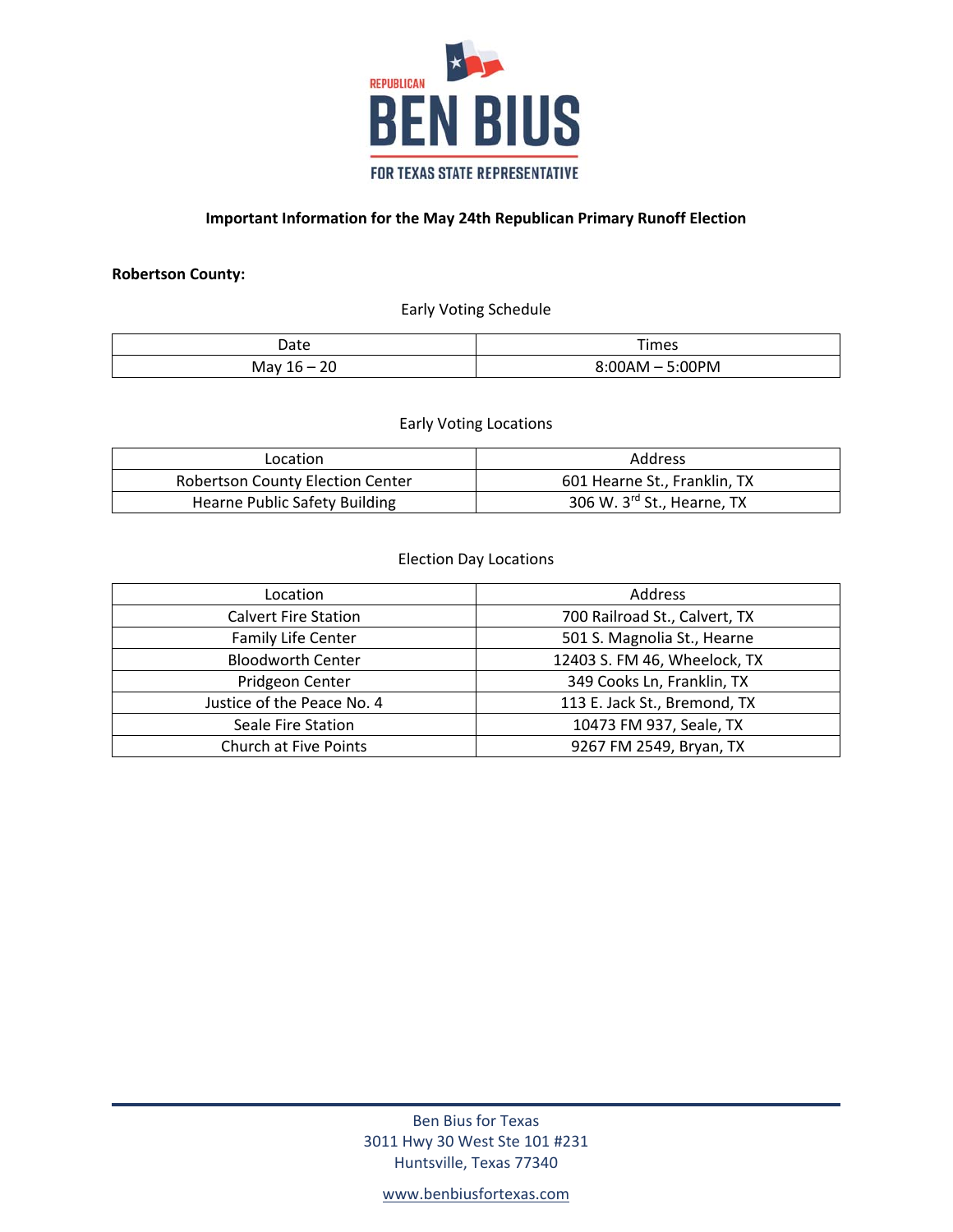REPUBLICAN

# BEN BIUS

FOR TEXAS STATE REPRESENTATIVE

**Important Information for the May 24th Republican Primary Runoff Election**

**Robertson County:**

Early Voting Schedule

| Date | Times |
|---|---|
| May 16 – 20 | 8:00AM – 5:00PM |

Early Voting Locations

| Location | Address |
|---|---|
| Robertson County Election Center | 601 Hearne St., Franklin, TX |
| Hearne Public Safety Building | 306 W. 3rd St., Hearne, TX |

Election Day Locations

| Location | Address |
|---|---|
| Calvert Fire Station | 700 Railroad St., Calvert, TX |
| Family Life Center | 501 S. Magnolia St., Hearne |
| Bloodworth Center | 12403 S. FM 46, Wheelock, TX |
| Pridgeon Center | 349 Cooks Ln, Franklin, TX |
| Justice of the Peace No. 4 | 113 E. Jack St., Bremond, TX |
| Seale Fire Station | 10473 FM 937, Seale, TX |
| Church at Five Points | 9267 FM 2549, Bryan, TX |

Ben Bius for Texas
3011 Hwy 30 West Ste 101 #231
Huntsville, Texas 77340

www.benbiusfortexas.com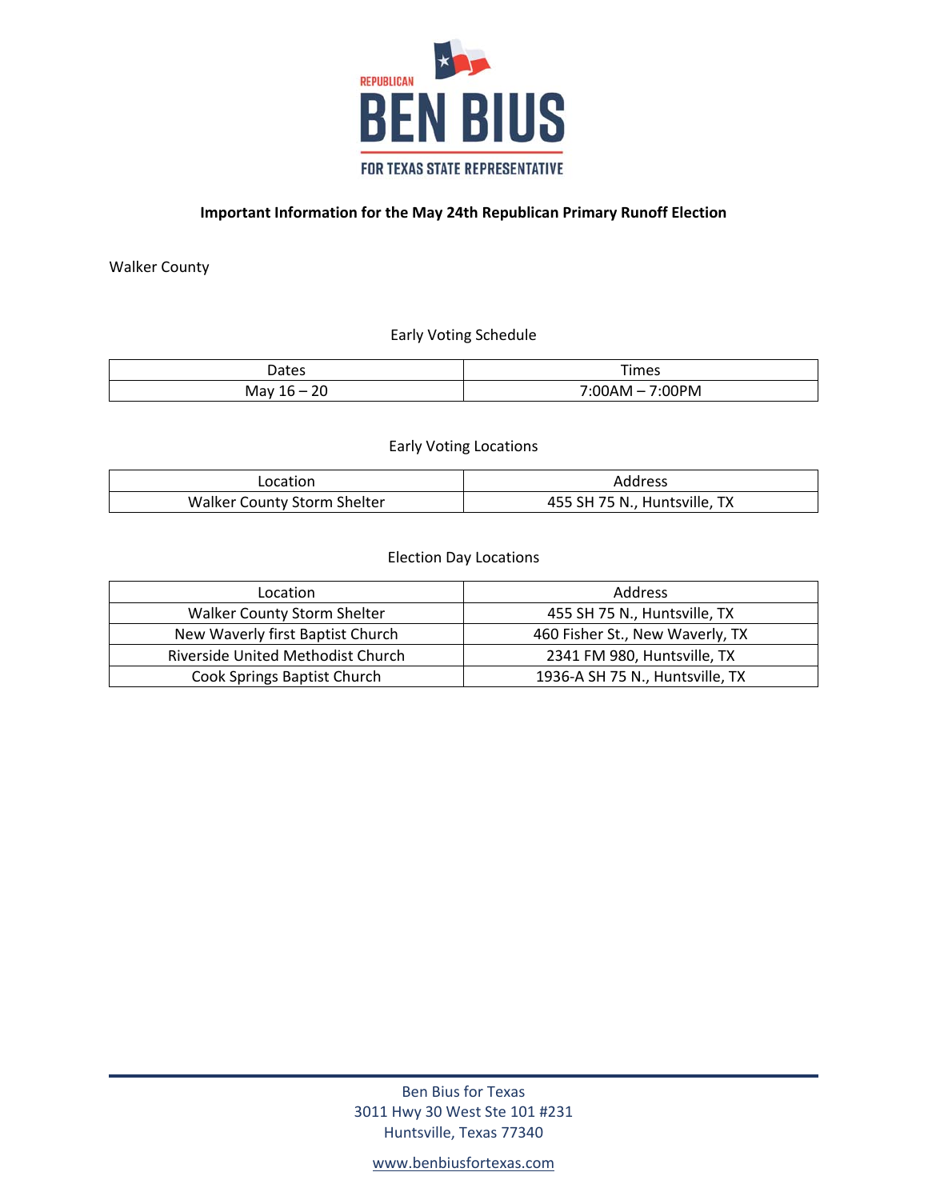REPUBLICAN

# BEN BIUS

FOR TEXAS STATE REPRESENTATIVE

**Important Information for the May 24th Republican Primary Runoff Election**

Walker County

Early Voting Schedule

| Dates | Times |
|---|---|
| May 16 – 20 | 7:00AM – 7:00PM |

Early Voting Locations

| Location | Address |
|---|---|
| Walker County Storm Shelter | 455 SH 75 N., Huntsville, TX |

Election Day Locations

| Location | Address |
|---|---|
| Walker County Storm Shelter | 455 SH 75 N., Huntsville, TX |
| New Waverly first Baptist Church | 460 Fisher St., New Waverly, TX |
| Riverside United Methodist Church | 2341 FM 980, Huntsville, TX |
| Cook Springs Baptist Church | 1936-A SH 75 N., Huntsville, TX |

Ben Bius for Texas
3011 Hwy 30 West Ste 101 #231
Huntsville, Texas 77340

www.benbiusfortexas.com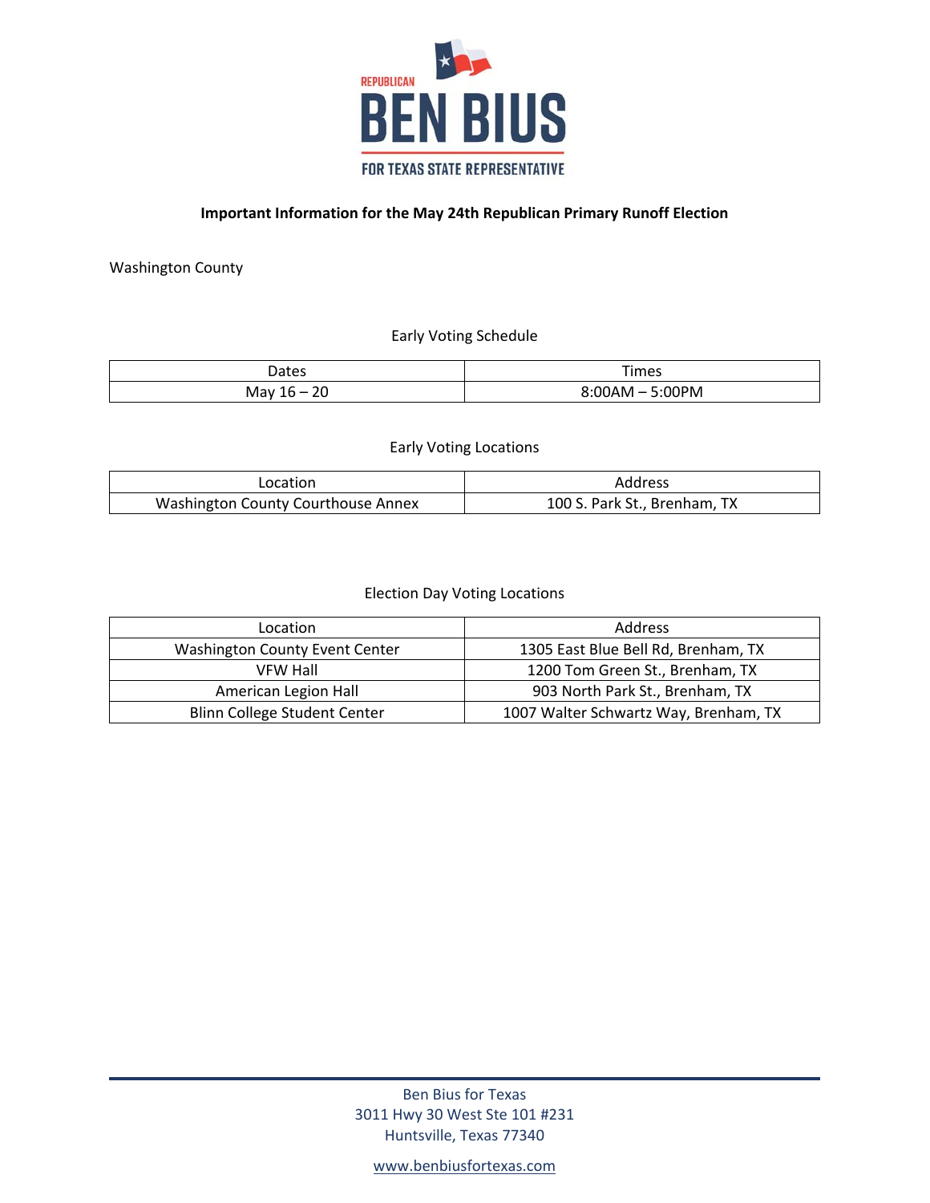REPUBLICAN

# BEN BIUS

FOR TEXAS STATE REPRESENTATIVE

**Important Information for the May 24th Republican Primary Runoff Election**

Washington County

Early Voting Schedule

| Dates | Times |
|---|---|
| May 16 – 20 | 8:00AM – 5:00PM |

Early Voting Locations

| Location | Address |
|---|---|
| Washington County Courthouse Annex | 100 S. Park St., Brenham, TX |

Election Day Voting Locations

| Location | Address |
|---|---|
| Washington County Event Center | 1305 East Blue Bell Rd, Brenham, TX |
| VFW Hall | 1200 Tom Green St., Brenham, TX |
| American Legion Hall | 903 North Park St., Brenham, TX |
| Blinn College Student Center | 1007 Walter Schwartz Way, Brenham, TX |

Ben Bius for Texas
3011 Hwy 30 West Ste 101 #231
Huntsville, Texas 77340

www.benbiusfortexas.com